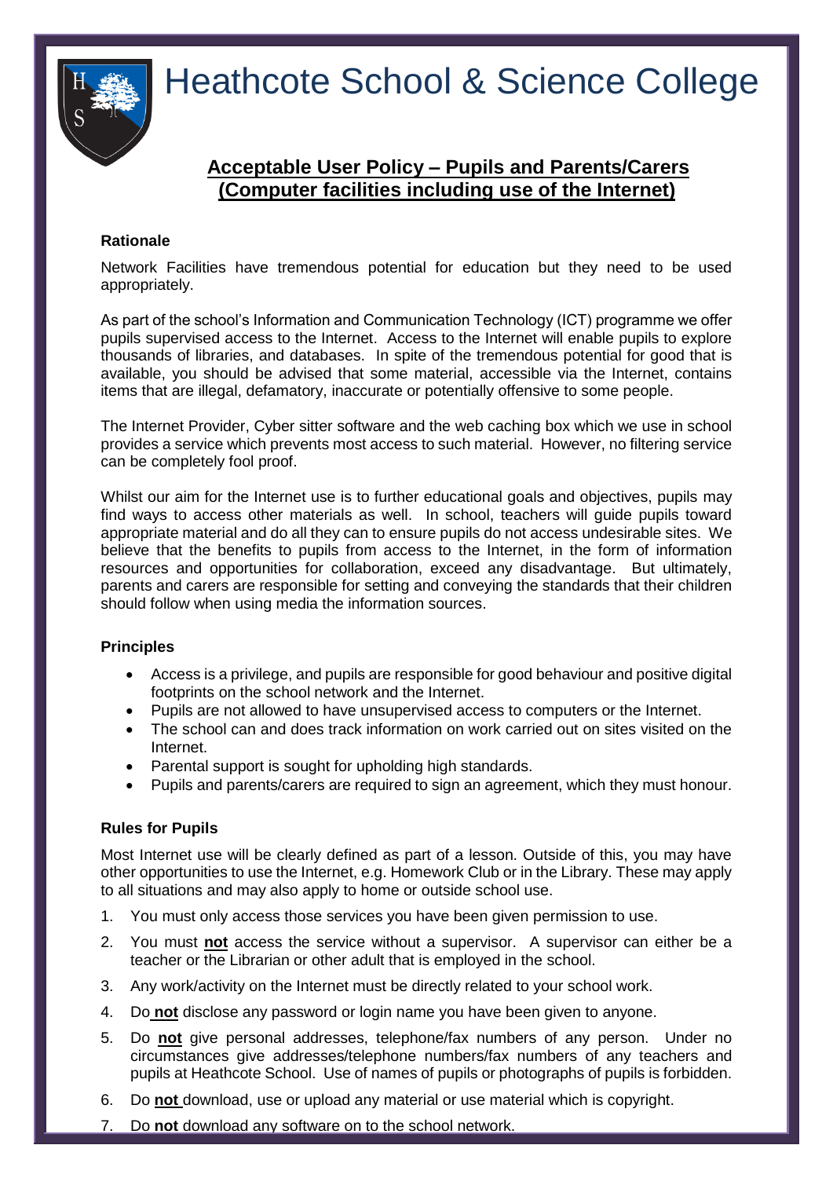# Heathcote School & Science College

## Acceptable User Policy – Pupils and Parents/Carers (Computer facilities including use of the Internet)

**Rationale**

Network Facilities have tremendous potential for education but they need to be used appropriately.

As part of the school's Information and Communication Technology (ICT) programme we offer pupils supervised access to the Internet. Access to the Internet will enable pupils to explore thousands of libraries, and databases. In spite of the tremendous potential for good that is available, you should be advised that some material, accessible via the Internet, contains items that are illegal, defamatory, inaccurate or potentially offensive to some people.

The Internet Provider, Cyber sitter software and the web caching box which we use in school provides a service which prevents most access to such material. However, no filtering service can be completely fool proof.

Whilst our aim for the Internet use is to further educational goals and objectives, pupils may find ways to access other materials as well. In school, teachers will guide pupils toward appropriate material and do all they can to ensure pupils do not access undesirable sites. We believe that the benefits to pupils from access to the Internet, in the form of information resources and opportunities for collaboration, exceed any disadvantage. But ultimately, parents and carers are responsible for setting and conveying the standards that their children should follow when using media the information sources.

**Principles**

- Access is a privilege, and pupils are responsible for good behaviour and positive digital footprints on the school network and the Internet.
- Pupils are not allowed to have unsupervised access to computers or the Internet.
- The school can and does track information on work carried out on sites visited on the Internet.
- Parental support is sought for upholding high standards.
- Pupils and parents/carers are required to sign an agreement, which they must honour.

**Rules for Pupils**

Most Internet use will be clearly defined as part of a lesson. Outside of this, you may have other opportunities to use the Internet, e.g. Homework Club or in the Library. These may apply to all situations and may also apply to home or outside school use.

1. You must only access those services you have been given permission to use.
2. You must **not** access the service without a supervisor. A supervisor can either be a teacher or the Librarian or other adult that is employed in the school.
3. Any work/activity on the Internet must be directly related to your school work.
4. Do **not** disclose any password or login name you have been given to anyone.
5. Do **not** give personal addresses, telephone/fax numbers of any person. Under no circumstances give addresses/telephone numbers/fax numbers of any teachers and pupils at Heathcote School. Use of names of pupils or photographs of pupils is forbidden.
6. Do **not** download, use or upload any material or use material which is copyright.
7. Do **not** download any software on to the school network.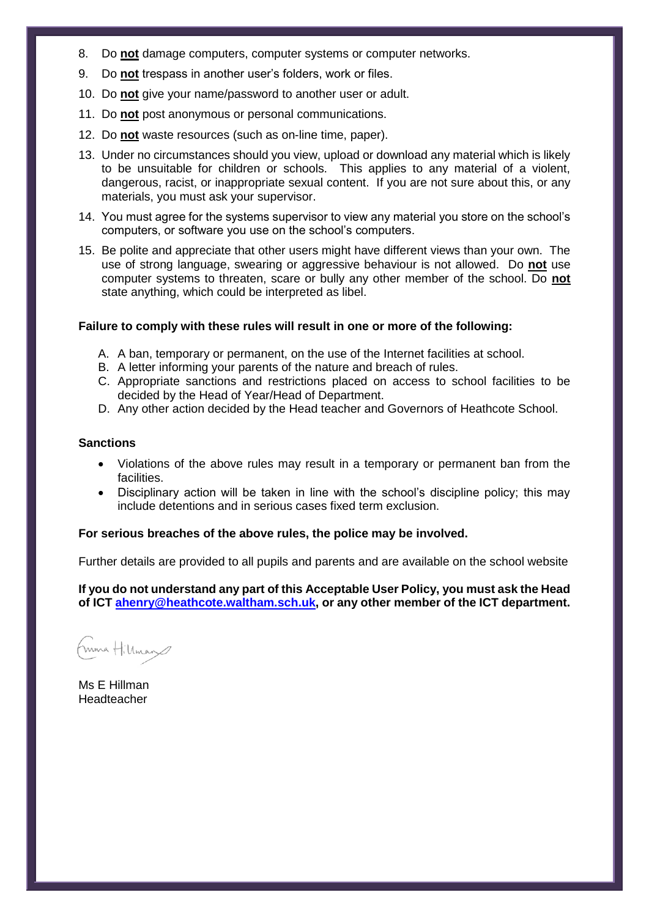8. Do **not** damage computers, computer systems or computer networks.
9. Do **not** trespass in another user's folders, work or files.
10. Do **not** give your name/password to another user or adult.
11. Do **not** post anonymous or personal communications.
12. Do **not** waste resources (such as on-line time, paper).
13. Under no circumstances should you view, upload or download any material which is likely to be unsuitable for children or schools. This applies to any material of a violent, dangerous, racist, or inappropriate sexual content. If you are not sure about this, or any materials, you must ask your supervisor.
14. You must agree for the systems supervisor to view any material you store on the school's computers, or software you use on the school's computers.
15. Be polite and appreciate that other users might have different views than your own. The use of strong language, swearing or aggressive behaviour is not allowed. Do **not** use computer systems to threaten, scare or bully any other member of the school. Do **not** state anything, which could be interpreted as libel.

**Failure to comply with these rules will result in one or more of the following:**

A. A ban, temporary or permanent, on the use of the Internet facilities at school.
B. A letter informing your parents of the nature and breach of rules.
C. Appropriate sanctions and restrictions placed on access to school facilities to be decided by the Head of Year/Head of Department.
D. Any other action decided by the Head teacher and Governors of Heathcote School.

**Sanctions**

- Violations of the above rules may result in a temporary or permanent ban from the facilities.
- Disciplinary action will be taken in line with the school's discipline policy; this may include detentions and in serious cases fixed term exclusion.

**For serious breaches of the above rules, the police may be involved.**

Further details are provided to all pupils and parents and are available on the school website

**If you do not understand any part of this Acceptable User Policy, you must ask the Head of ICT [ahenry@heathcote.waltham.sch.uk](mailto:ahenry@heathcote.waltham.sch.uk), or any other member of the ICT department.**

Emma Hillman

Ms E Hillman
Headteacher